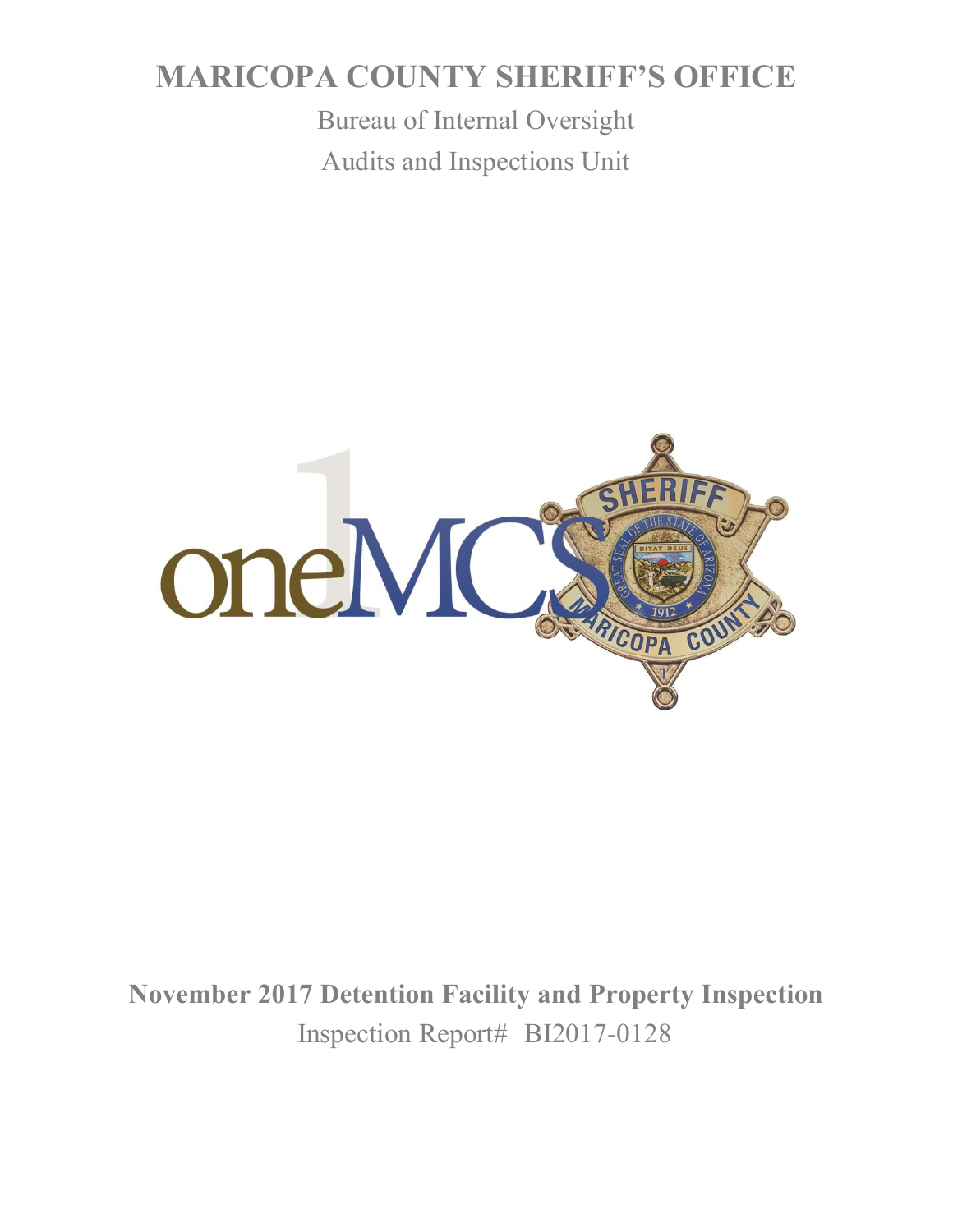# MARICOPA COUNTY SHERIFF'S OFFICE

Bureau of Internal Oversight

Audits and Inspections Unit

**November 2017 Detention Facility and Property Inspection**

Inspection Report# BI2017-0128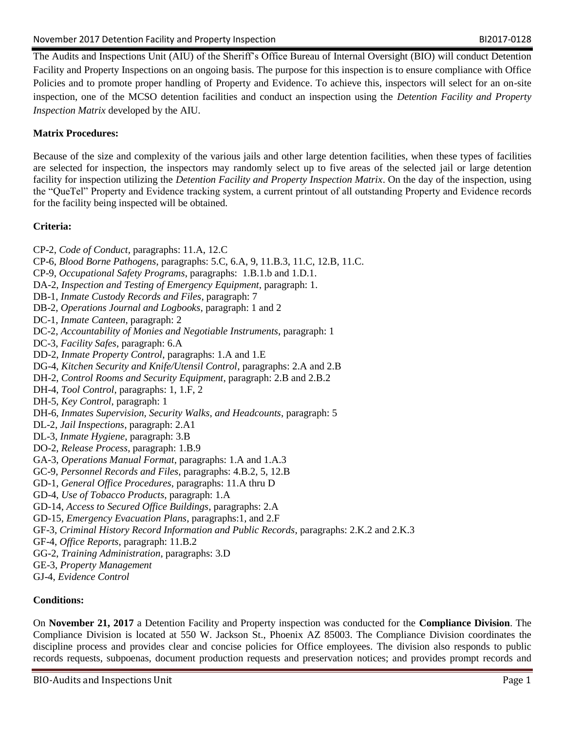The Audits and Inspections Unit (AIU) of the Sheriff's Office Bureau of Internal Oversight (BIO) will conduct Detention Facility and Property Inspections on an ongoing basis. The purpose for this inspection is to ensure compliance with Office Policies and to promote proper handling of Property and Evidence. To achieve this, inspectors will select for an on-site inspection, one of the MCSO detention facilities and conduct an inspection using the *Detention Facility and Property Inspection Matrix* developed by the AIU.

**Matrix Procedures:**

Because of the size and complexity of the various jails and other large detention facilities, when these types of facilities are selected for inspection, the inspectors may randomly select up to five areas of the selected jail or large detention facility for inspection utilizing the *Detention Facility and Property Inspection Matrix*. On the day of the inspection, using the "QueTel" Property and Evidence tracking system, a current printout of all outstanding Property and Evidence records for the facility being inspected will be obtained.

**Criteria:**

CP-2, *Code of Conduct*, paragraphs: 11.A, 12.C
CP-6, *Blood Borne Pathogens*, paragraphs: 5.C, 6.A, 9, 11.B.3, 11.C, 12.B, 11.C.
CP-9, *Occupational Safety Programs*, paragraphs: 1.B.1.b and 1.D.1.
DA-2, *Inspection and Testing of Emergency Equipment*, paragraph: 1.
DB-1, *Inmate Custody Records and Files*, paragraph: 7
DB-2, *Operations Journal and Logbooks*, paragraph: 1 and 2
DC-1, *Inmate Canteen*, paragraph: 2
DC-2, *Accountability of Monies and Negotiable Instruments*, paragraph: 1
DC-3, *Facility Safes*, paragraph: 6.A
DD-2, *Inmate Property Control*, paragraphs: 1.A and 1.E
DG-4, *Kitchen Security and Knife/Utensil Control*, paragraphs: 2.A and 2.B
DH-2, *Control Rooms and Security Equipment*, paragraph: 2.B and 2.B.2
DH-4, *Tool Control*, paragraphs: 1, 1.F, 2
DH-5, *Key Control*, paragraph: 1
DH-6, *Inmates Supervision, Security Walks, and Headcounts*, paragraph: 5
DL-2, *Jail Inspections*, paragraph: 2.A1
DL-3, *Inmate Hygiene*, paragraph: 3.B
DO-2, *Release Process*, paragraph: 1.B.9
GA-3, *Operations Manual Format*, paragraphs: 1.A and 1.A.3
GC-9, *Personnel Records and Files*, paragraphs: 4.B.2, 5, 12.B
GD-1, *General Office Procedures*, paragraphs: 11.A thru D
GD-4, *Use of Tobacco Products*, paragraph: 1.A
GD-14, *Access to Secured Office Buildings*, paragraphs: 2.A
GD-15, *Emergency Evacuation Plans*, paragraphs:1, and 2.F
GF-3, *Criminal History Record Information and Public Records*, paragraphs: 2.K.2 and 2.K.3
GF-4, *Office Reports*, paragraph: 11.B.2
GG-2, *Training Administration*, paragraphs: 3.D
GE-3, *Property Management*
GJ-4, *Evidence Control*

**Conditions:**

On **November 21, 2017** a Detention Facility and Property inspection was conducted for the **Compliance Division**. The Compliance Division is located at 550 W. Jackson St., Phoenix AZ 85003. The Compliance Division coordinates the discipline process and provides clear and concise policies for Office employees. The division also responds to public records requests, subpoenas, document production requests and preservation notices; and provides prompt records and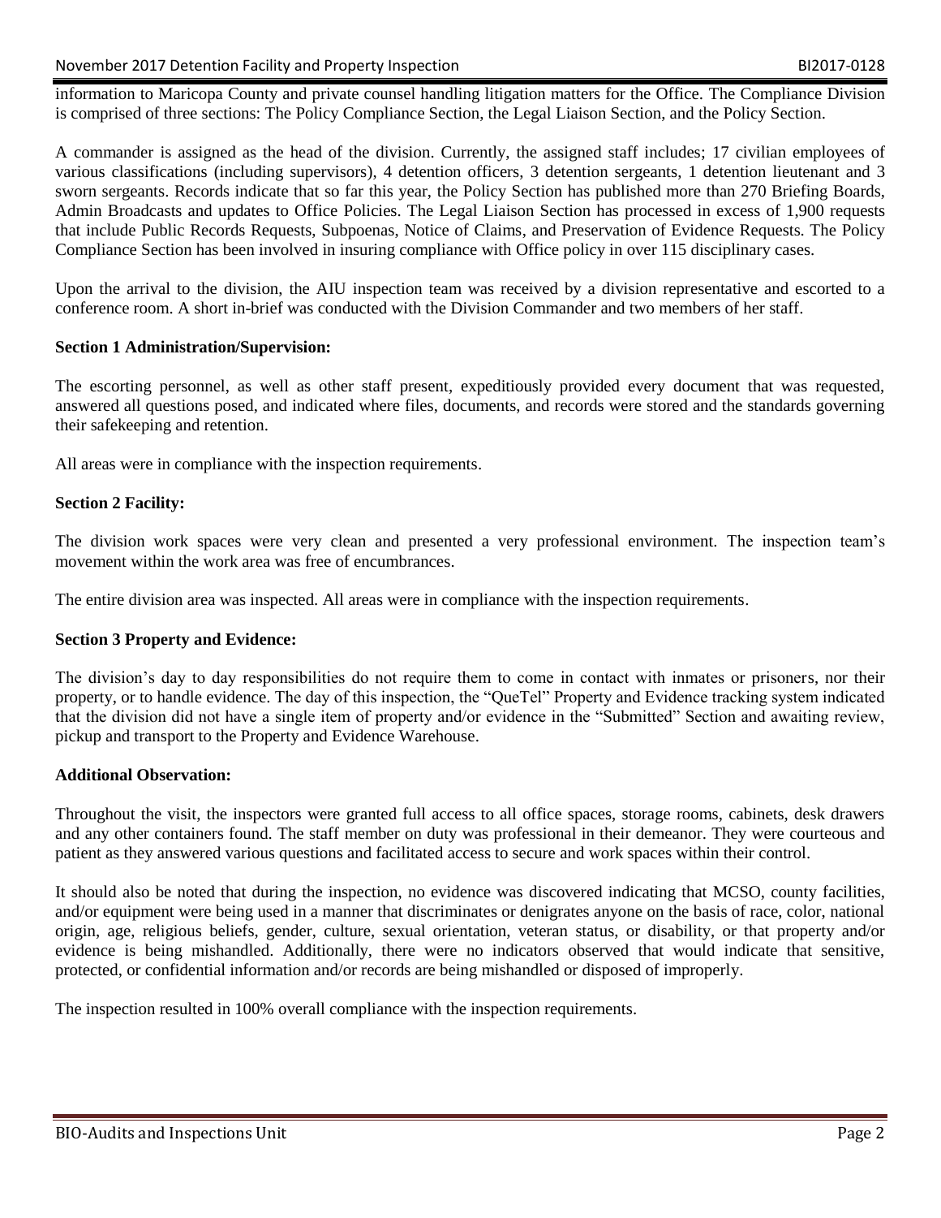information to Maricopa County and private counsel handling litigation matters for the Office. The Compliance Division is comprised of three sections: The Policy Compliance Section, the Legal Liaison Section, and the Policy Section.

A commander is assigned as the head of the division. Currently, the assigned staff includes; 17 civilian employees of various classifications (including supervisors), 4 detention officers, 3 detention sergeants, 1 detention lieutenant and 3 sworn sergeants. Records indicate that so far this year, the Policy Section has published more than 270 Briefing Boards, Admin Broadcasts and updates to Office Policies. The Legal Liaison Section has processed in excess of 1,900 requests that include Public Records Requests, Subpoenas, Notice of Claims, and Preservation of Evidence Requests. The Policy Compliance Section has been involved in insuring compliance with Office policy in over 115 disciplinary cases.

Upon the arrival to the division, the AIU inspection team was received by a division representative and escorted to a conference room. A short in-brief was conducted with the Division Commander and two members of her staff.

**Section 1 Administration/Supervision:**

The escorting personnel, as well as other staff present, expeditiously provided every document that was requested, answered all questions posed, and indicated where files, documents, and records were stored and the standards governing their safekeeping and retention.

All areas were in compliance with the inspection requirements.

**Section 2 Facility:**

The division work spaces were very clean and presented a very professional environment. The inspection team's movement within the work area was free of encumbrances.

The entire division area was inspected. All areas were in compliance with the inspection requirements.

**Section 3 Property and Evidence:**

The division's day to day responsibilities do not require them to come in contact with inmates or prisoners, nor their property, or to handle evidence. The day of this inspection, the "QueTel" Property and Evidence tracking system indicated that the division did not have a single item of property and/or evidence in the "Submitted" Section and awaiting review, pickup and transport to the Property and Evidence Warehouse.

**Additional Observation:**

Throughout the visit, the inspectors were granted full access to all office spaces, storage rooms, cabinets, desk drawers and any other containers found. The staff member on duty was professional in their demeanor. They were courteous and patient as they answered various questions and facilitated access to secure and work spaces within their control.

It should also be noted that during the inspection, no evidence was discovered indicating that MCSO, county facilities, and/or equipment were being used in a manner that discriminates or denigrates anyone on the basis of race, color, national origin, age, religious beliefs, gender, culture, sexual orientation, veteran status, or disability, or that property and/or evidence is being mishandled. Additionally, there were no indicators observed that would indicate that sensitive, protected, or confidential information and/or records are being mishandled or disposed of improperly.

The inspection resulted in 100% overall compliance with the inspection requirements.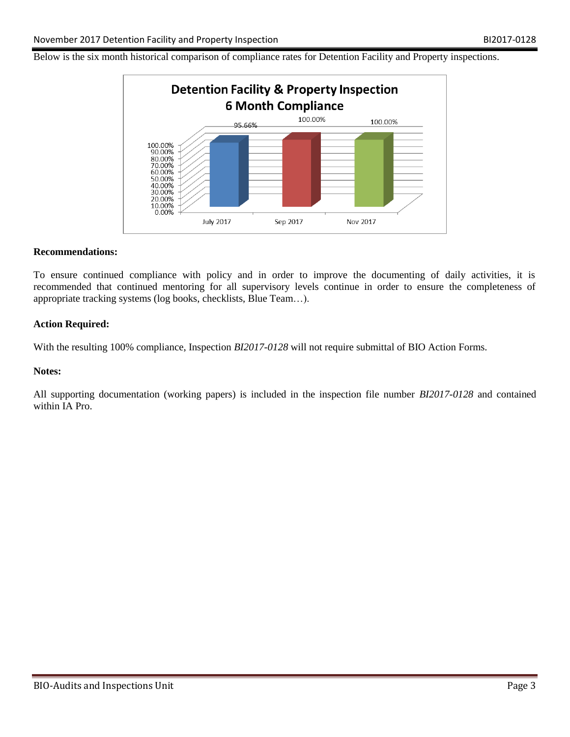Below is the six month historical comparison of compliance rates for Detention Facility and Property inspections.

**Detention Facility & Property Inspection 6 Month Compliance**

| July 2017 | Sep 2017 | Nov 2017 |
|---|---|---|
| 95.66% | 100.00% | 100.00% |

**Recommendations:**

To ensure continued compliance with policy and in order to improve the documenting of daily activities, it is recommended that continued mentoring for all supervisory levels continue in order to ensure the completeness of appropriate tracking systems (log books, checklists, Blue Team…).

**Action Required:**

With the resulting 100% compliance, Inspection *BI2017-0128* will not require submittal of BIO Action Forms.

**Notes:**

All supporting documentation (working papers) is included in the inspection file number *BI2017-0128* and contained within IA Pro.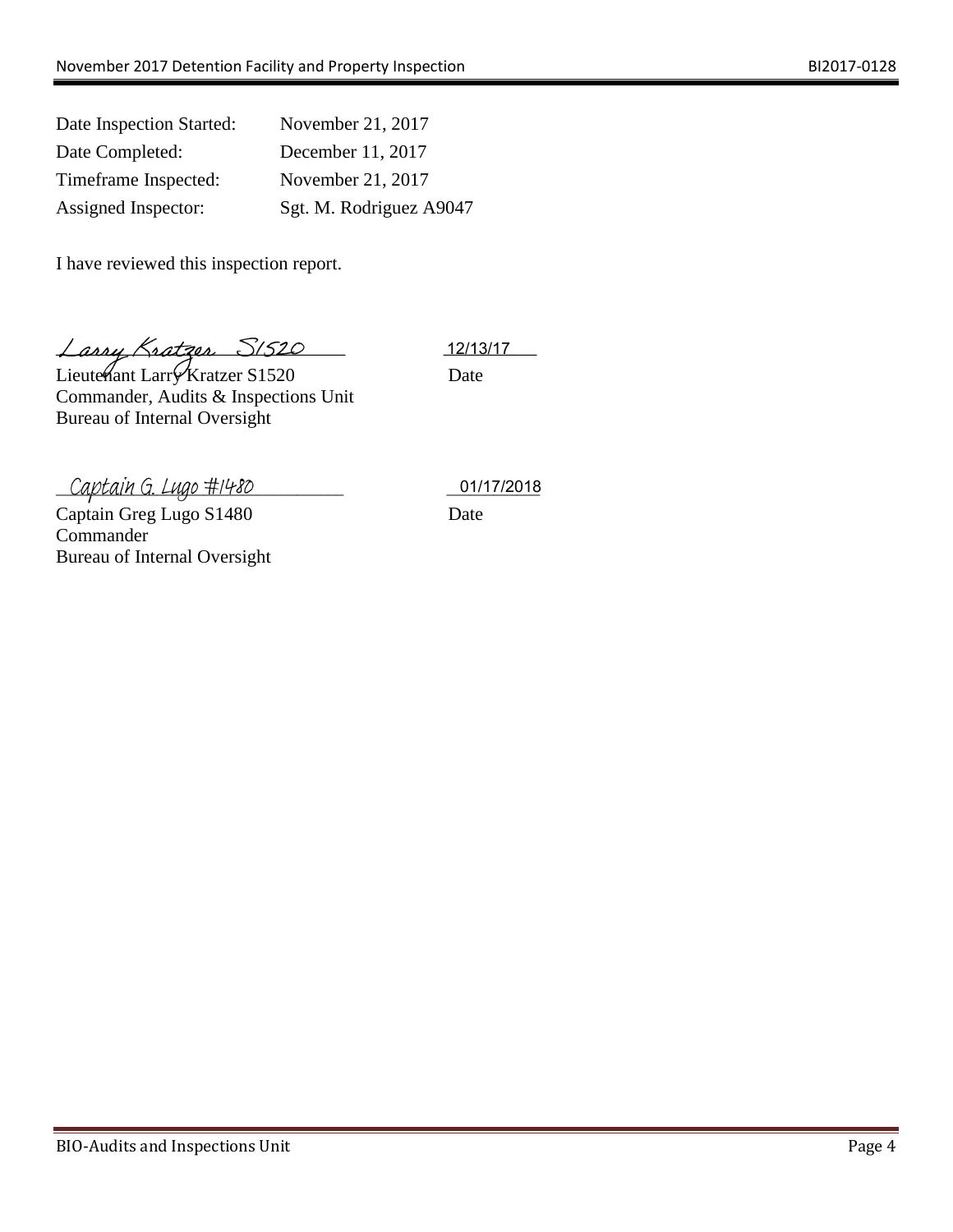| | |
|---|---|
| Date Inspection Started: | November 21, 2017 |
| Date Completed: | December 11, 2017 |
| Timeframe Inspected: | November 21, 2017 |
| Assigned Inspector: | Sgt. M. Rodriguez A9047 |

I have reviewed this inspection report.

Larry Kratzer S1520 ____________ 12/13/17

Lieutenant Larry Kratzer S1520 Date
Commander, Audits & Inspections Unit
Bureau of Internal Oversight

Captain G. Lugo #1480 ____________ 01/17/2018

Captain Greg Lugo S1480 Date
Commander
Bureau of Internal Oversight